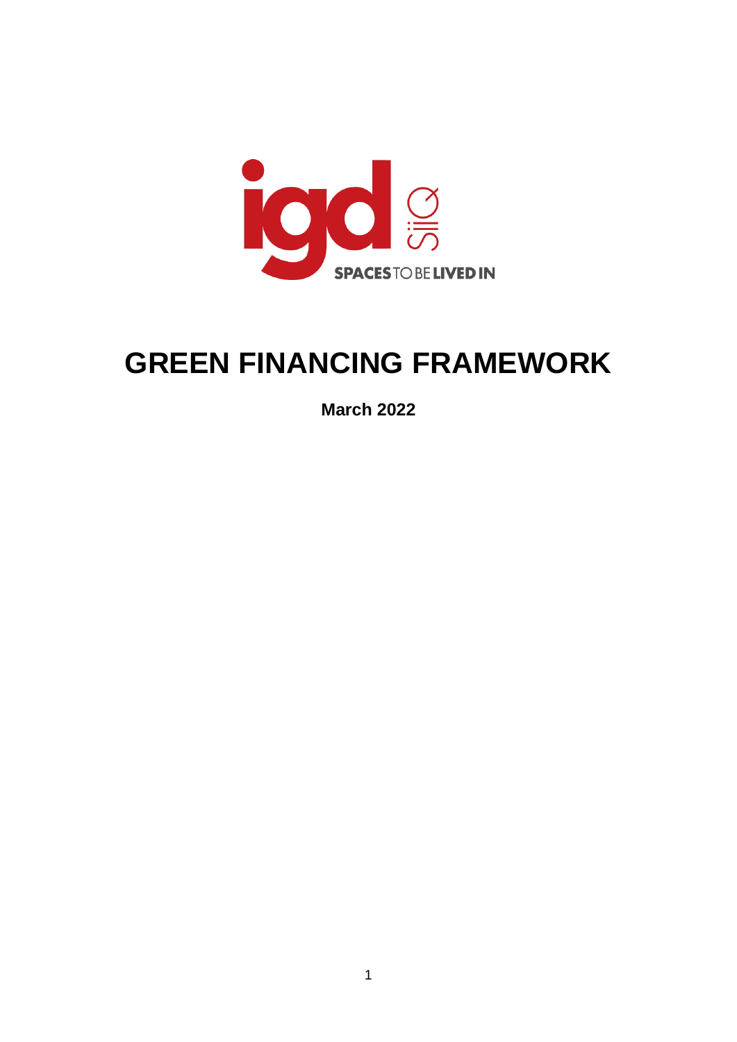# GREEN FINANCING FRAMEWORK

**March 2022**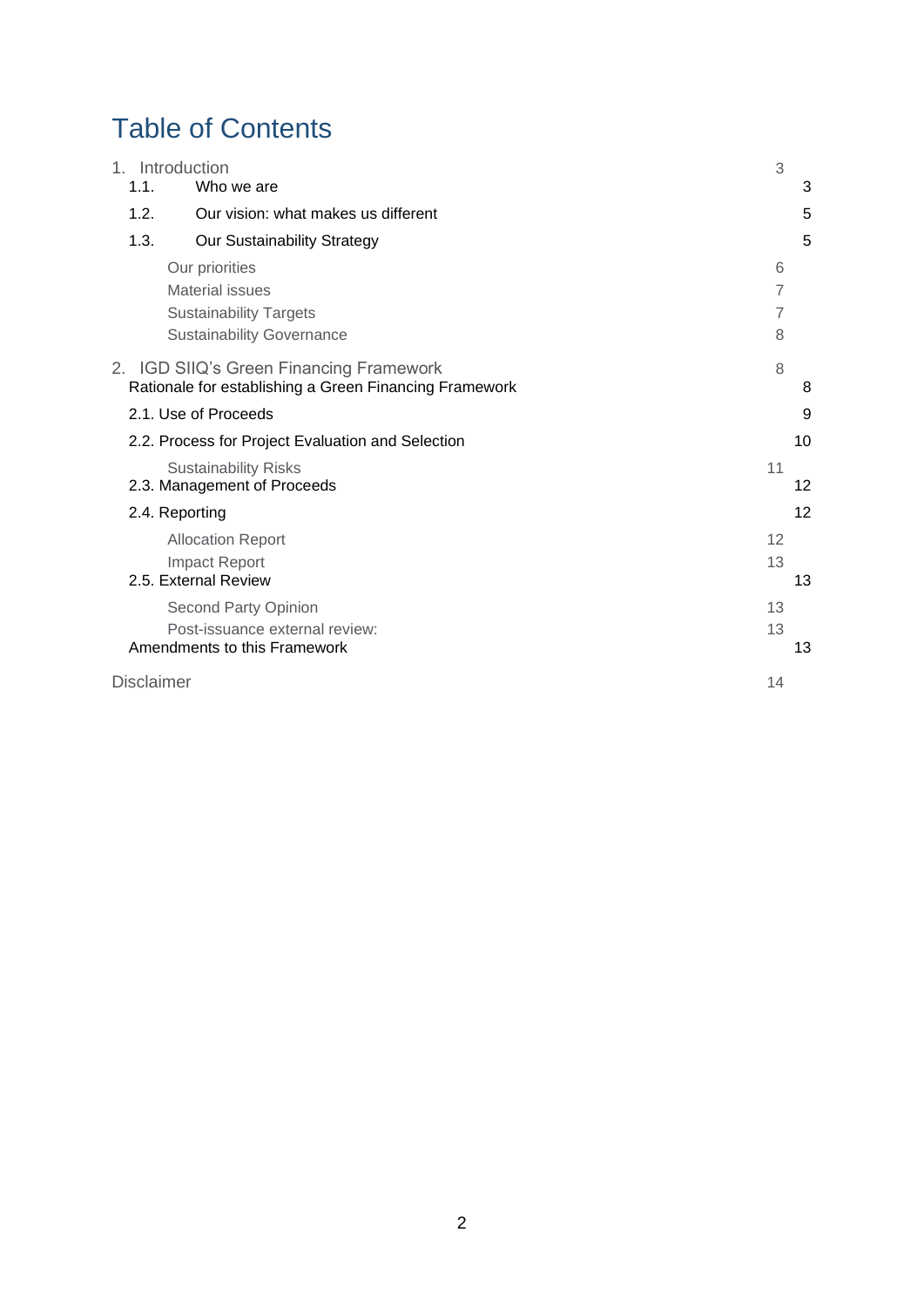# Table of Contents

1. Introduction 3
   - 1.1. Who we are 3
   - 1.2. Our vision: what makes us different 5
   - 1.3. Our Sustainability Strategy 5
     - Our priorities 6
     - Material issues 7
     - Sustainability Targets 7
     - Sustainability Governance 8
2. IGD SIIQ's Green Financing Framework 8
   - Rationale for establishing a Green Financing Framework 8
   - 2.1. Use of Proceeds 9
   - 2.2. Process for Project Evaluation and Selection 10
     - Sustainability Risks 11
   - 2.3. Management of Proceeds 12
   - 2.4. Reporting 12
     - Allocation Report 12
     - Impact Report 13
   - 2.5. External Review 13
     - Second Party Opinion 13
     - Post-issuance external review: 13
   - Amendments to this Framework 13

Disclaimer 14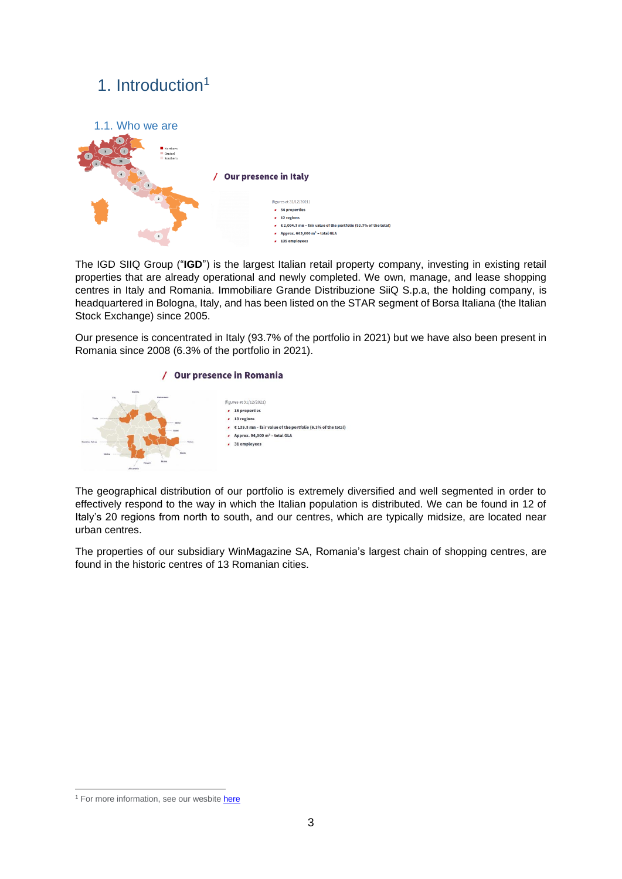# 1. Introduction[1]

## 1.1. Who we are

/ **Our presence in Italy**

(figures at 31/12/2021)

- 54 properties
- 12 regions
- € 2,004.7 mn – fair value of the portfolio (93.7% of the total)
- Approx. 665,000 m² – total GLA
- 135 employees

The IGD SIIQ Group ("**IGD**") is the largest Italian retail property company, investing in existing retail properties that are already operational and newly completed. We own, manage, and lease shopping centres in Italy and Romania. Immobiliare Grande Distribuzione SiiQ S.p.a, the holding company, is headquartered in Bologna, Italy, and has been listed on the STAR segment of Borsa Italiana (the Italian Stock Exchange) since 2005.

Our presence is concentrated in Italy (93.7% of the portfolio in 2021) but we have also been present in Romania since 2008 (6.3% of the portfolio in 2021).

/ **Our presence in Romania**

(figures at 31/12/2021)

- 15 properties
- 13 regions
- € 135.8 mn – fair value of the portfolio (6.3% of the total)
- Approx. 94,000 m² – total GLA
- 31 employees

The geographical distribution of our portfolio is extremely diversified and well segmented in order to effectively respond to the way in which the Italian population is distributed. We can be found in 12 of Italy's 20 regions from north to south, and our centres, which are typically midsize, are located near urban centres.

The properties of our subsidiary WinMagazine SA, Romania's largest chain of shopping centres, are found in the historic centres of 13 Romanian cities.

[1] For more information, see our website here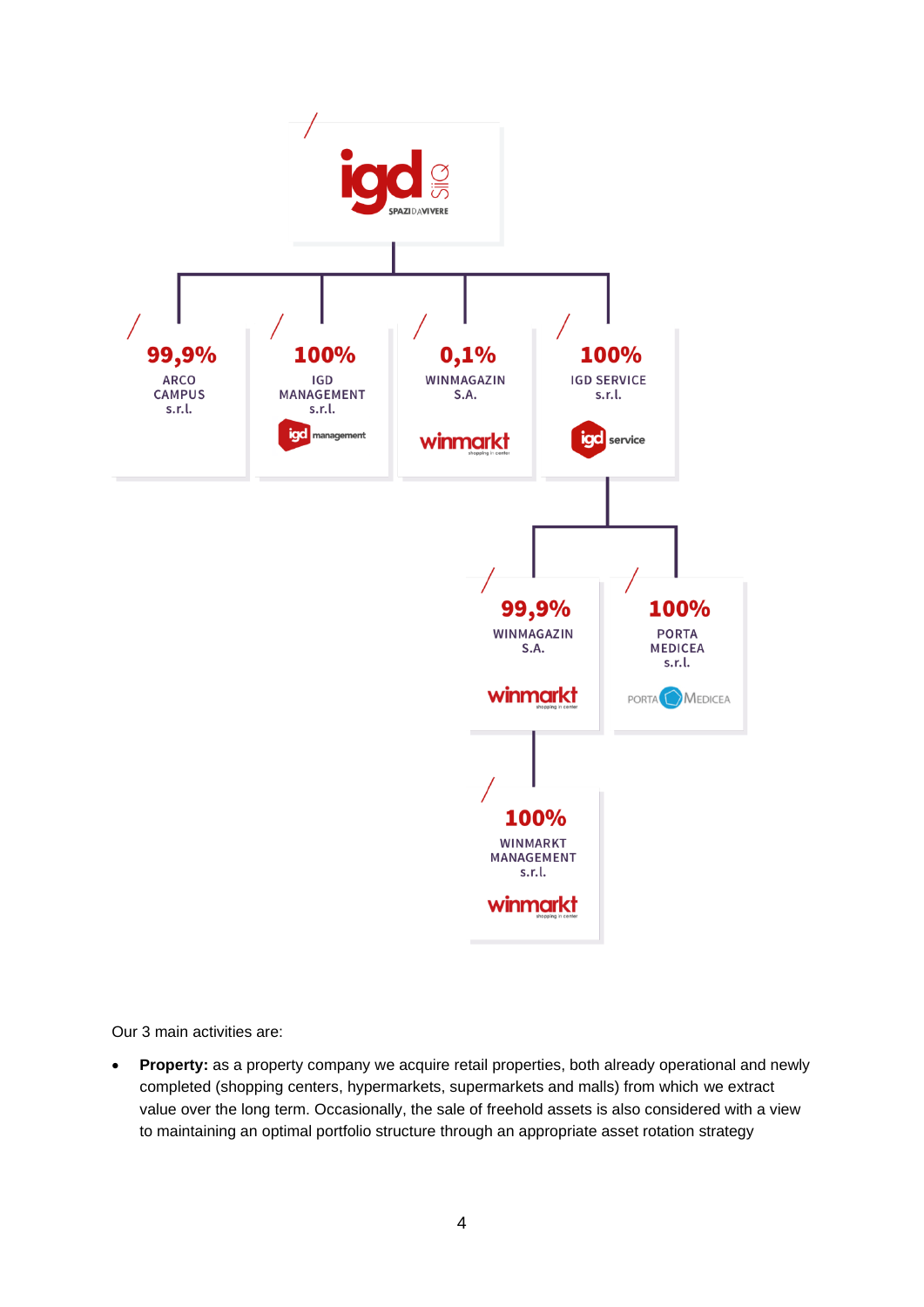igd SIIQ
SPAZI DA VIVERE

- **99,9%** ARCO CAMPUS s.r.l.
- **100%** IGD MANAGEMENT s.r.l.
- **0,1%** WINMAGAZIN S.A.
- **100%** IGD SERVICE s.r.l.
  - **99,9%** WINMAGAZIN S.A.
    - **100%** WINMARKT MANAGEMENT s.r.l.
  - **100%** PORTA MEDICEA s.r.l.

Our 3 main activities are:

- **Property:** as a property company we acquire retail properties, both already operational and newly completed (shopping centers, hypermarkets, supermarkets and malls) from which we extract value over the long term. Occasionally, the sale of freehold assets is also considered with a view to maintaining an optimal portfolio structure through an appropriate asset rotation strategy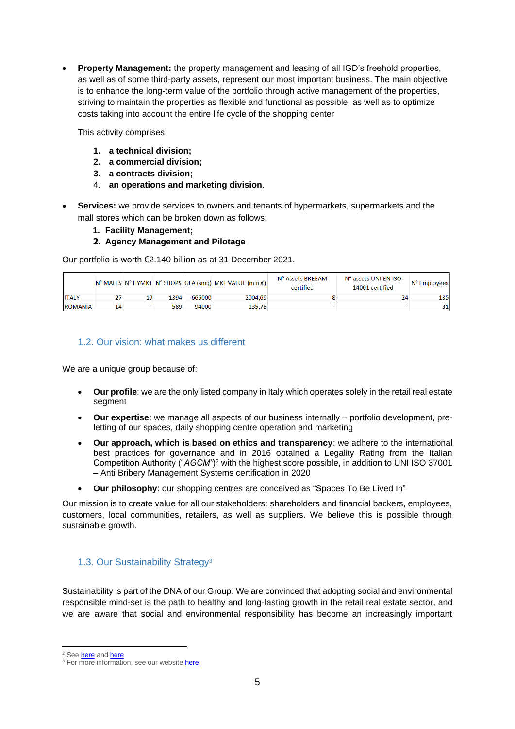- **Property Management:** the property management and leasing of all IGD's freehold properties, as well as of some third-party assets, represent our most important business. The main objective is to enhance the long-term value of the portfolio through active management of the properties, striving to maintain the properties as flexible and functional as possible, as well as to optimize costs taking into account the entire life cycle of the shopping center

  This activity comprises:

  1. **a technical division;**
  2. **a commercial division;**
  3. **a contracts division;**
  4. **an operations and marketing division**.

- **Services:** we provide services to owners and tenants of hypermarkets, supermarkets and the mall stores which can be broken down as follows:
  1. **Facility Management;**
  2. **Agency Management and Pilotage**

Our portfolio is worth €2.140 billion as at 31 December 2021.

| | N° MALLS | N° HYMKT | N° SHOPS | GLA (smq) | MKT VALUE (mln €) | N° Assets BREEAM certified | N° assets UNI EN ISO 14001 certified | N° Employees |
|---|---|---|---|---|---|---|---|---|
| ITALY | 27 | 19 | 1394 | 665000 | 2004,69 | 8 | 24 | 135 |
| ROMANIA | 14 | - | 589 | 94000 | 135,78 | - | - | 31 |

## 1.2. Our vision: what makes us different

We are a unique group because of:

- **Our profile**: we are the only listed company in Italy which operates solely in the retail real estate segment
- **Our expertise**: we manage all aspects of our business internally – portfolio development, pre-letting of our spaces, daily shopping centre operation and marketing
- **Our approach, which is based on ethics and transparency**: we adhere to the international best practices for governance and in 2016 obtained a Legality Rating from the Italian Competition Authority ("*AGCM*")[2] with the highest score possible, in addition to UNI ISO 37001 – Anti Bribery Management Systems certification in 2020
- **Our philosophy**: our shopping centres are conceived as "Spaces To Be Lived In"

Our mission is to create value for all our stakeholders: shareholders and financial backers, employees, customers, local communities, retailers, as well as suppliers. We believe this is possible through sustainable growth.

## 1.3. Our Sustainability Strategy[3]

Sustainability is part of the DNA of our Group. We are convinced that adopting social and environmental responsible mind-set is the path to healthy and long-lasting growth in the retail real estate sector, and we are aware that social and environmental responsibility has become an increasingly important

[2] See here and here

[3] For more information, see our website here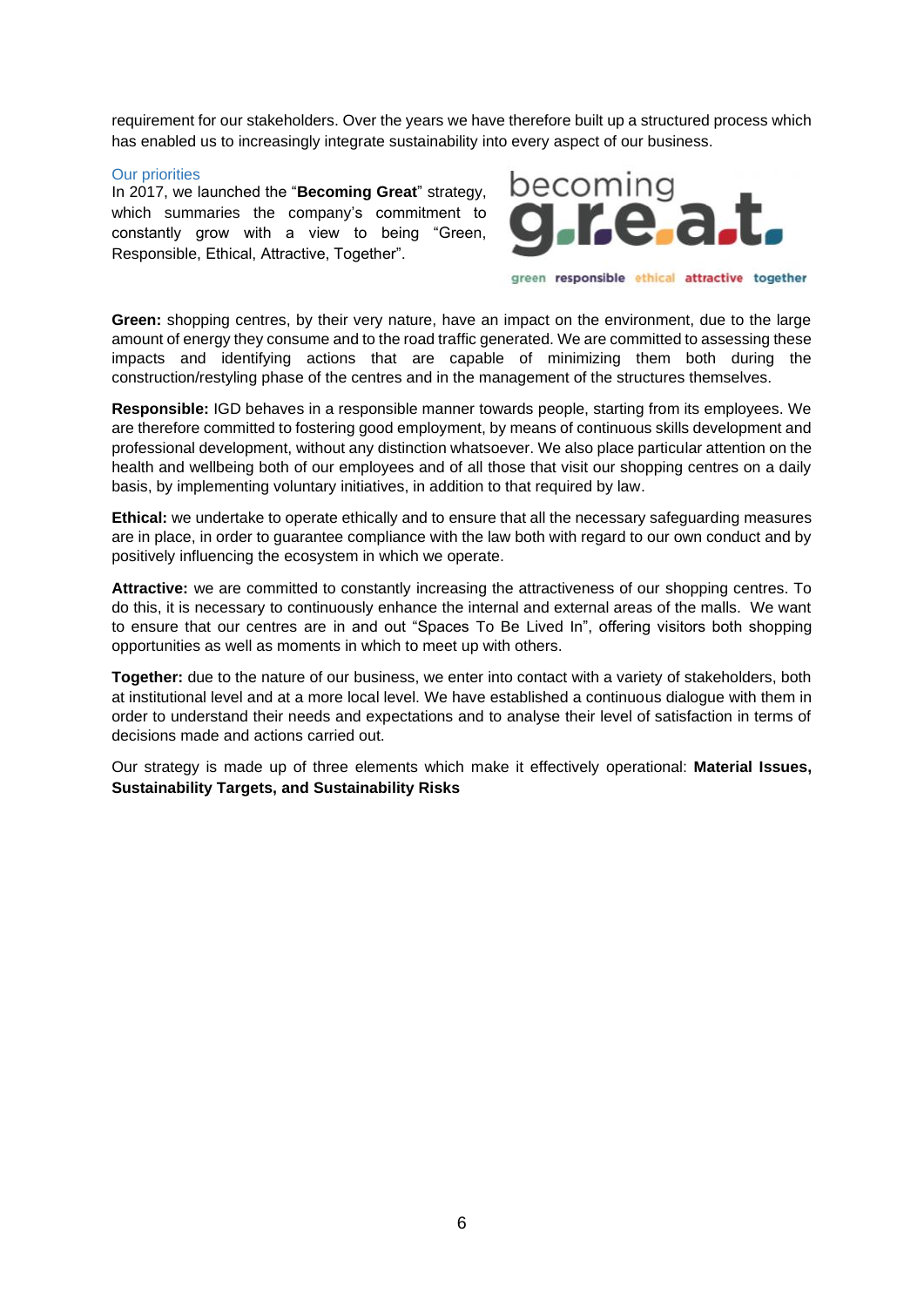requirement for our stakeholders. Over the years we have therefore built up a structured process which has enabled us to increasingly integrate sustainability into every aspect of our business.

### Our priorities

In 2017, we launched the "**Becoming Great**" strategy, which summaries the company's commitment to constantly grow with a view to being "Green, Responsible, Ethical, Attractive, Together".

becoming g.r.e.a.t.

green responsible ethical attractive together

**Green:** shopping centres, by their very nature, have an impact on the environment, due to the large amount of energy they consume and to the road traffic generated. We are committed to assessing these impacts and identifying actions that are capable of minimizing them both during the construction/restyling phase of the centres and in the management of the structures themselves.

**Responsible:** IGD behaves in a responsible manner towards people, starting from its employees. We are therefore committed to fostering good employment, by means of continuous skills development and professional development, without any distinction whatsoever. We also place particular attention on the health and wellbeing both of our employees and of all those that visit our shopping centres on a daily basis, by implementing voluntary initiatives, in addition to that required by law.

**Ethical:** we undertake to operate ethically and to ensure that all the necessary safeguarding measures are in place, in order to guarantee compliance with the law both with regard to our own conduct and by positively influencing the ecosystem in which we operate.

**Attractive:** we are committed to constantly increasing the attractiveness of our shopping centres. To do this, it is necessary to continuously enhance the internal and external areas of the malls. We want to ensure that our centres are in and out "Spaces To Be Lived In", offering visitors both shopping opportunities as well as moments in which to meet up with others.

**Together:** due to the nature of our business, we enter into contact with a variety of stakeholders, both at institutional level and at a more local level. We have established a continuous dialogue with them in order to understand their needs and expectations and to analyse their level of satisfaction in terms of decisions made and actions carried out.

Our strategy is made up of three elements which make it effectively operational: **Material Issues, Sustainability Targets, and Sustainability Risks**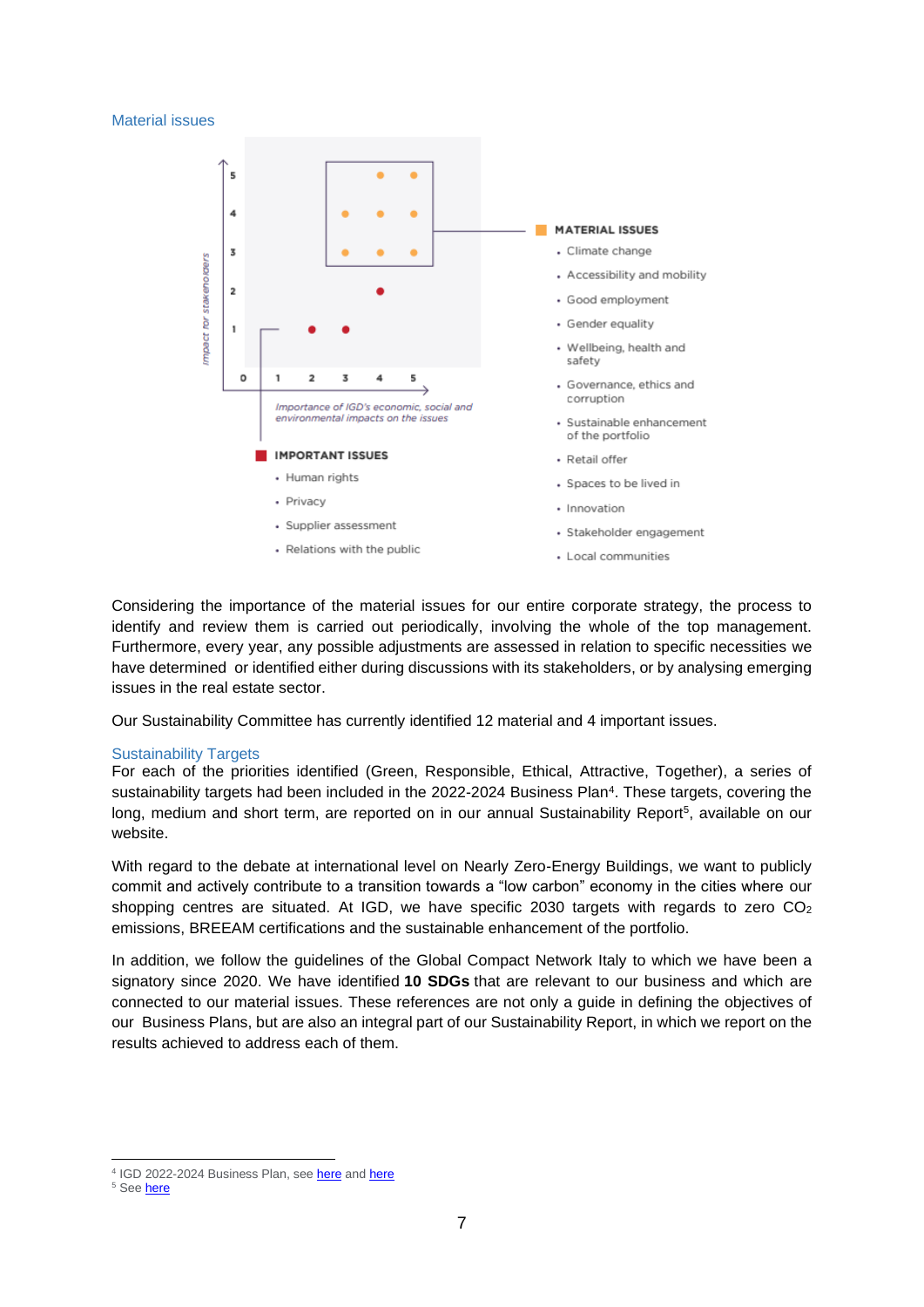### Material issues

Impact for stakeholders

Importance of IGD's economic, social and environmental impacts on the issues

**MATERIAL ISSUES**

- Climate change
- Accessibility and mobility
- Good employment
- Gender equality
- Wellbeing, health and safety
- Governance, ethics and corruption
- Sustainable enhancement of the portfolio
- Retail offer
- Spaces to be lived in
- Innovation
- Stakeholder engagement
- Local communities

**IMPORTANT ISSUES**

- Human rights
- Privacy
- Supplier assessment
- Relations with the public

Considering the importance of the material issues for our entire corporate strategy, the process to identify and review them is carried out periodically, involving the whole of the top management. Furthermore, every year, any possible adjustments are assessed in relation to specific necessities we have determined or identified either during discussions with its stakeholders, or by analysing emerging issues in the real estate sector.

Our Sustainability Committee has currently identified 12 material and 4 important issues.

### Sustainability Targets

For each of the priorities identified (Green, Responsible, Ethical, Attractive, Together), a series of sustainability targets had been included in the 2022-2024 Business Plan[4]. These targets, covering the long, medium and short term, are reported on in our annual Sustainability Report[5], available on our website.

With regard to the debate at international level on Nearly Zero-Energy Buildings, we want to publicly commit and actively contribute to a transition towards a "low carbon" economy in the cities where our shopping centres are situated. At IGD, we have specific 2030 targets with regards to zero $CO_2$ emissions, BREEAM certifications and the sustainable enhancement of the portfolio.

In addition, we follow the guidelines of the Global Compact Network Italy to which we have been a signatory since 2020. We have identified **10 SDGs** that are relevant to our business and which are connected to our material issues. These references are not only a guide in defining the objectives of our Business Plans, but are also an integral part of our Sustainability Report, in which we report on the results achieved to address each of them.

[4] IGD 2022-2024 Business Plan, see here and here
[5] See here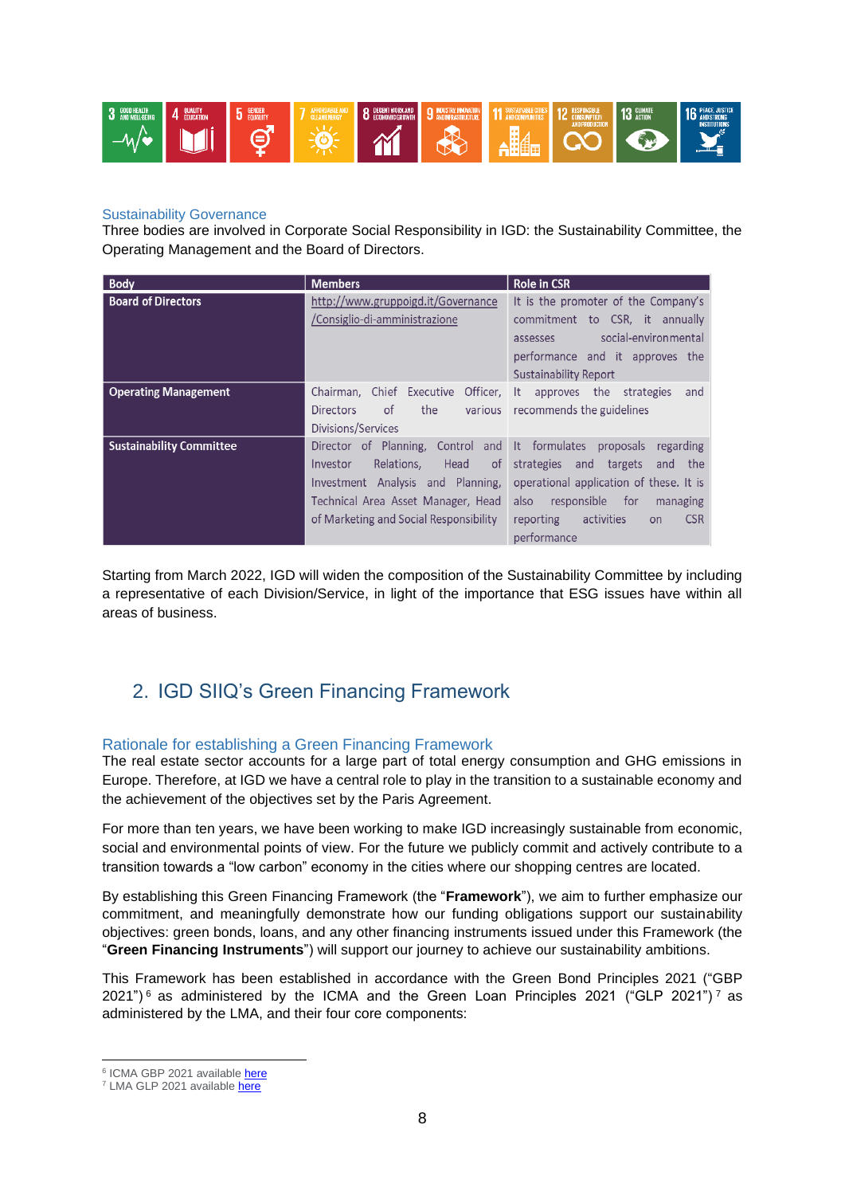Sustainability Governance

Three bodies are involved in Corporate Social Responsibility in IGD: the Sustainability Committee, the Operating Management and the Board of Directors.

| Body | Members | Role in CSR |
|---|---|---|
| Board of Directors | http://www.gruppoigd.it/Governance/Consiglio-di-amministrazione | It is the promoter of the Company's commitment to CSR, it annually assesses social-environmental performance and it approves the Sustainability Report |
| Operating Management | Chairman, Chief Executive Officer, Directors of the various Divisions/Services | It approves the strategies and recommends the guidelines |
| Sustainability Committee | Director of Planning, Control and Investor Relations, Head of Investment Analysis and Planning, Technical Area Asset Manager, Head of Marketing and Social Responsibility | It formulates proposals regarding strategies and targets and the operational application of these. It is also responsible for managing reporting activities on CSR performance |

Starting from March 2022, IGD will widen the composition of the Sustainability Committee by including a representative of each Division/Service, in light of the importance that ESG issues have within all areas of business.

## 2. IGD SIIQ's Green Financing Framework

### Rationale for establishing a Green Financing Framework

The real estate sector accounts for a large part of total energy consumption and GHG emissions in Europe. Therefore, at IGD we have a central role to play in the transition to a sustainable economy and the achievement of the objectives set by the Paris Agreement.

For more than ten years, we have been working to make IGD increasingly sustainable from economic, social and environmental points of view. For the future we publicly commit and actively contribute to a transition towards a "low carbon" economy in the cities where our shopping centres are located.

By establishing this Green Financing Framework (the "**Framework**"), we aim to further emphasize our commitment, and meaningfully demonstrate how our funding obligations support our sustainability objectives: green bonds, loans, and any other financing instruments issued under this Framework (the "**Green Financing Instruments**") will support our journey to achieve our sustainability ambitions.

This Framework has been established in accordance with the Green Bond Principles 2021 ("GBP 2021")[6] as administered by the ICMA and the Green Loan Principles 2021 ("GLP 2021")[7] as administered by the LMA, and their four core components:

[6] ICMA GBP 2021 available here

[7] LMA GLP 2021 available here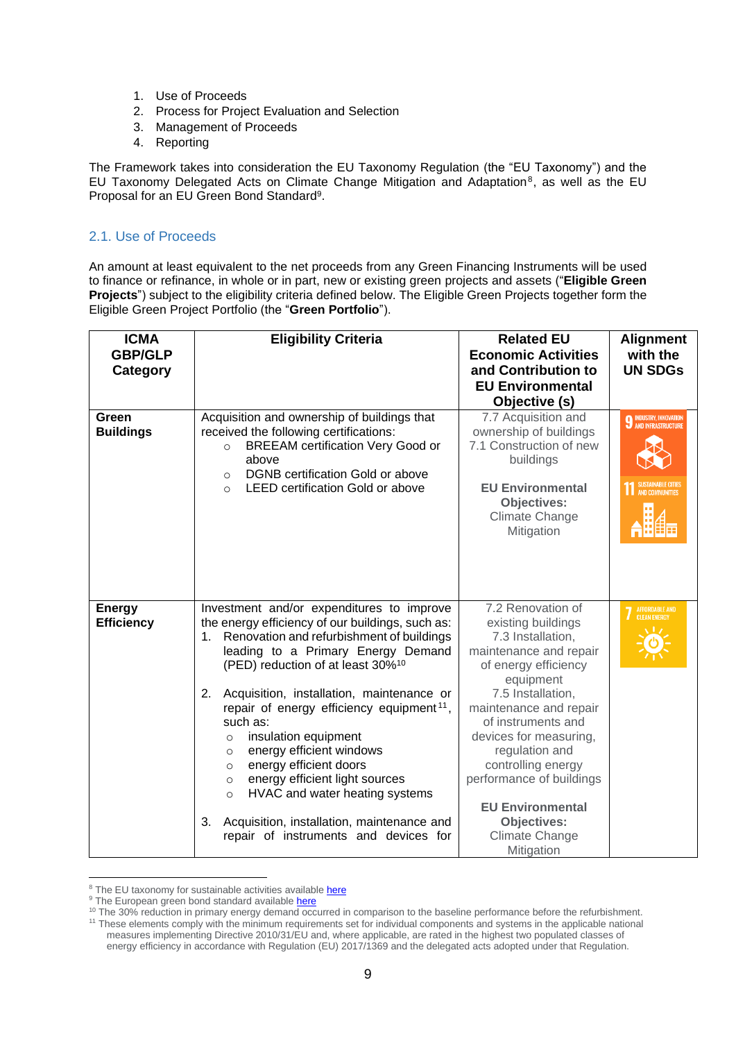1. Use of Proceeds
2. Process for Project Evaluation and Selection
3. Management of Proceeds
4. Reporting

The Framework takes into consideration the EU Taxonomy Regulation (the "EU Taxonomy") and the EU Taxonomy Delegated Acts on Climate Change Mitigation and Adaptation[8], as well as the EU Proposal for an EU Green Bond Standard[9].

## 2.1. Use of Proceeds

An amount at least equivalent to the net proceeds from any Green Financing Instruments will be used to finance or refinance, in whole or in part, new or existing green projects and assets ("**Eligible Green Projects**") subject to the eligibility criteria defined below. The Eligible Green Projects together form the Eligible Green Project Portfolio (the "**Green Portfolio**").

| ICMA GBP/GLP Category | Eligibility Criteria | Related EU Economic Activities and Contribution to EU Environmental Objective (s) | Alignment with the UN SDGs |
|---|---|---|---|
| **Green Buildings** | Acquisition and ownership of buildings that received the following certifications:<br>○ BREEAM certification Very Good or above<br>○ DGNB certification Gold or above<br>○ LEED certification Gold or above | 7.7 Acquisition and ownership of buildings<br>7.1 Construction of new buildings<br><br>**EU Environmental Objectives:**<br>Climate Change Mitigation | 9 Industry, Innovation and Infrastructure<br>11 Sustainable Cities and Communities |
| **Energy Efficiency** | Investment and/or expenditures to improve the energy efficiency of our buildings, such as:<br>1. Renovation and refurbishment of buildings leading to a Primary Energy Demand (PED) reduction of at least 30%[10]<br><br>2. Acquisition, installation, maintenance or repair of energy efficiency equipment[11], such as:<br>○ insulation equipment<br>○ energy efficient windows<br>○ energy efficient doors<br>○ energy efficient light sources<br>○ HVAC and water heating systems<br><br>3. Acquisition, installation, maintenance and repair of instruments and devices for | 7.2 Renovation of existing buildings<br>7.3 Installation, maintenance and repair of energy efficiency equipment<br>7.5 Installation, maintenance and repair of instruments and devices for measuring, regulation and controlling energy performance of buildings<br><br>**EU Environmental Objectives:**<br>Climate Change Mitigation | 7 Affordable and Clean Energy |

[8] The EU taxonomy for sustainable activities available here
[9] The European green bond standard available here
[10] The 30% reduction in primary energy demand occurred in comparison to the baseline performance before the refurbishment.
[11] These elements comply with the minimum requirements set for individual components and systems in the applicable national measures implementing Directive 2010/31/EU and, where applicable, are rated in the highest two populated classes of energy efficiency in accordance with Regulation (EU) 2017/1369 and the delegated acts adopted under that Regulation.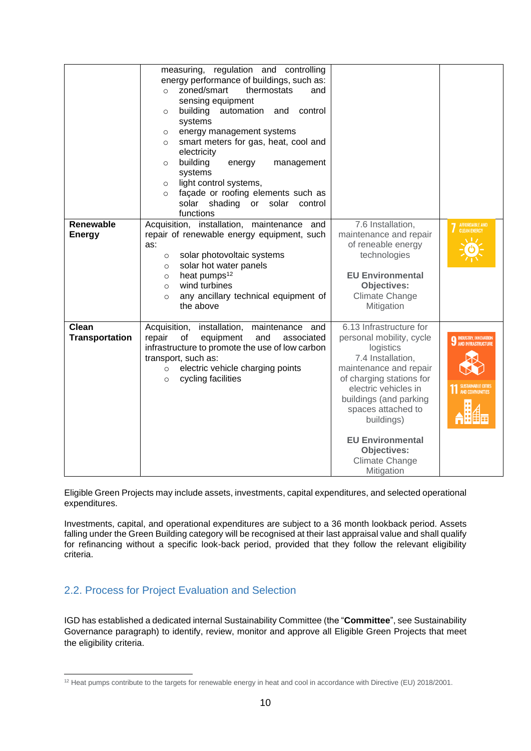| | | | |
|---|---|---|---|
| | measuring, regulation and controlling energy performance of buildings, such as:<br>○ zoned/smart thermostats and sensing equipment<br>○ building automation and control systems<br>○ energy management systems<br>○ smart meters for gas, heat, cool and electricity<br>○ building energy management systems<br>○ light control systems,<br>○ façade or roofing elements such as solar shading or solar control functions | | |
| **Renewable Energy** | Acquisition, installation, maintenance and repair of renewable energy equipment, such as:<br>○ solar photovoltaic systems<br>○ solar hot water panels<br>○ heat pumps[12]<br>○ wind turbines<br>○ any ancillary technical equipment of the above | 7.6 Installation, maintenance and repair of reneable energy technologies<br><br>**EU Environmental Objectives:**<br>Climate Change Mitigation | 7 AFFORDABLE AND CLEAN ENERGY |
| **Clean Transportation** | Acquisition, installation, maintenance and repair of equipment and associated infrastructure to promote the use of low carbon transport, such as:<br>○ electric vehicle charging points<br>○ cycling facilities | 6.13 Infrastructure for personal mobility, cycle logistics<br>7.4 Installation, maintenance and repair of charging stations for electric vehicles in buildings (and parking spaces attached to buildings)<br><br>**EU Environmental Objectives:**<br>Climate Change Mitigation | 9 INDUSTRY, INNOVATION AND INFRASTRUCTURE<br>11 SUSTAINABLE CITIES AND COMMUNITIES |

Eligible Green Projects may include assets, investments, capital expenditures, and selected operational expenditures.

Investments, capital, and operational expenditures are subject to a 36 month lookback period. Assets falling under the Green Building category will be recognised at their last appraisal value and shall qualify for refinancing without a specific look-back period, provided that they follow the relevant eligibility criteria.

## 2.2. Process for Project Evaluation and Selection

IGD has established a dedicated internal Sustainability Committee (the "**Committee**", see Sustainability Governance paragraph) to identify, review, monitor and approve all Eligible Green Projects that meet the eligibility criteria.

[12] Heat pumps contribute to the targets for renewable energy in heat and cool in accordance with Directive (EU) 2018/2001.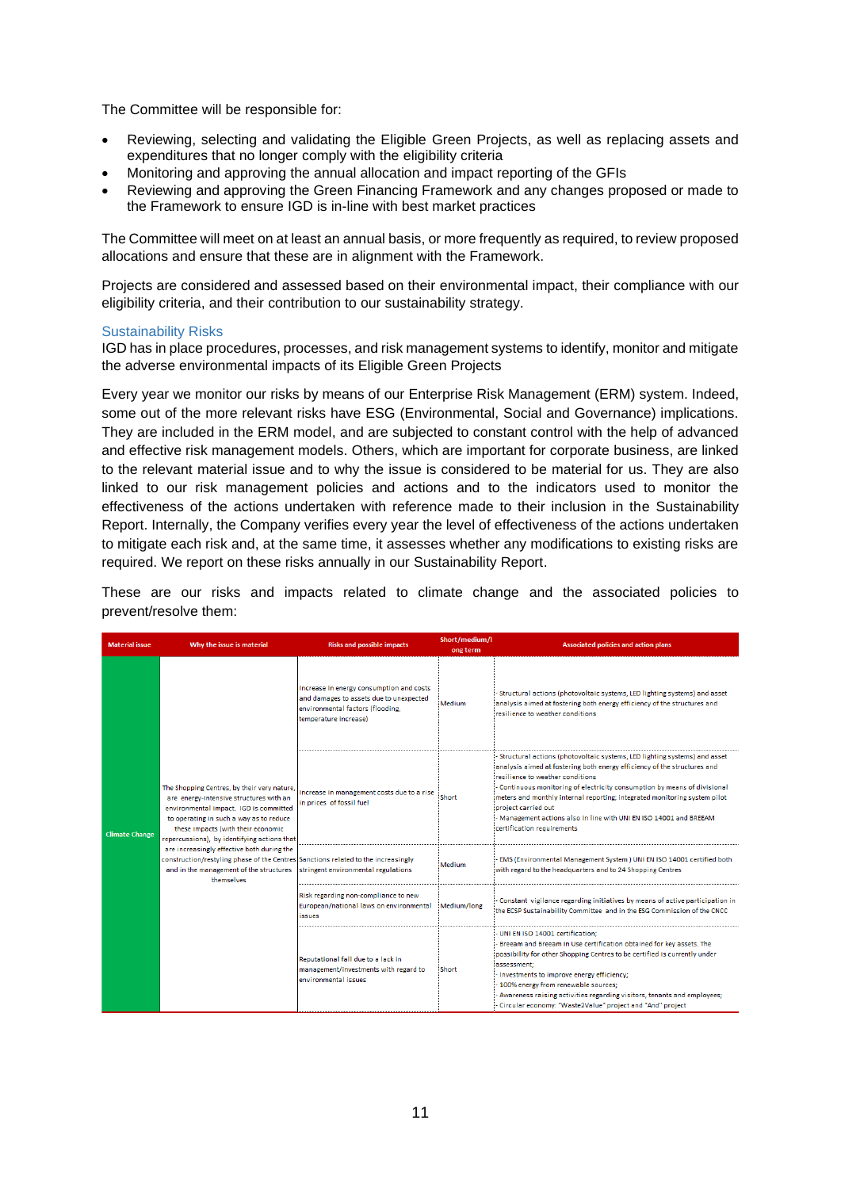The Committee will be responsible for:

- Reviewing, selecting and validating the Eligible Green Projects, as well as replacing assets and expenditures that no longer comply with the eligibility criteria
- Monitoring and approving the annual allocation and impact reporting of the GFIs
- Reviewing and approving the Green Financing Framework and any changes proposed or made to the Framework to ensure IGD is in-line with best market practices

The Committee will meet on at least an annual basis, or more frequently as required, to review proposed allocations and ensure that these are in alignment with the Framework.

Projects are considered and assessed based on their environmental impact, their compliance with our eligibility criteria, and their contribution to our sustainability strategy.

### Sustainability Risks

IGD has in place procedures, processes, and risk management systems to identify, monitor and mitigate the adverse environmental impacts of its Eligible Green Projects

Every year we monitor our risks by means of our Enterprise Risk Management (ERM) system. Indeed, some out of the more relevant risks have ESG (Environmental, Social and Governance) implications. They are included in the ERM model, and are subjected to constant control with the help of advanced and effective risk management models. Others, which are important for corporate business, are linked to the relevant material issue and to why the issue is considered to be material for us. They are also linked to our risk management policies and actions and to the indicators used to monitor the effectiveness of the actions undertaken with reference made to their inclusion in the Sustainability Report. Internally, the Company verifies every year the level of effectiveness of the actions undertaken to mitigate each risk and, at the same time, it assesses whether any modifications to existing risks are required. We report on these risks annually in our Sustainability Report.

These are our risks and impacts related to climate change and the associated policies to prevent/resolve them:

| Material issue | Why the issue is material | Risks and possible impacts | Short/medium/long term | Associated policies and action plans |
|---|---|---|---|---|
| Climate Change | The Shopping Centres, by their very nature, are energy-intensive structures with an environmental impact. IGD is committed to operating in such a way as to reduce these impacts (with their economic repercussions), by identifying actions that are increasingly effective both during the construction/restyling phase of the Centres and in the management of the structures themselves | Increase in energy consumption and costs and damages to assets due to unexpected environmental factors (flooding, temperature increase) | Medium | - Structural actions (photovoltaic systems, LED lighting systems) and asset analysis aimed at fostering both energy efficiency of the structures and resilience to weather conditions |
| | | Increase in management costs due to a rise in prices of fossil fuel | Short | - Structural actions (photovoltaic systems, LED lighting systems) and asset analysis aimed at fostering both energy efficiency of the structures and resilience to weather conditions<br>- Continuous monitoring of electricity consumption by means of divisional meters and monthly internal reporting; integrated monitoring system pilot project carried out<br>- Management actions also in line with UNI EN ISO 14001 and BREEAM certification requirements |
| | | Sanctions related to the increasingly stringent environmental regulations | Medium | - EMS (Environmental Management System) UNI EN ISO 14001 certified both with regard to the headquarters and to 24 Shopping Centres |
| | | Risk regarding non-compliance to new European/national laws on environmental issues | Medium/long | - Constant vigilance regarding initiatives by means of active participation in the ECSP Sustainability Committee and in the ESG Commission of the CNCC |
| | | Reputational fall due to a lack in management/investments with regard to environmental issues | Short | - UNI EN ISO 14001 certification;<br>- Breeam and Breeam In Use certification obtained for key assets. The possibility for other Shopping Centres to be certified is currently under assessment;<br>- Investments to improve energy efficiency;<br>- 100% energy from renewable sources;<br>- Awareness raising activities regarding visitors, tenants and employees;<br>- Circular economy: "Waste2Value" project and "And" project |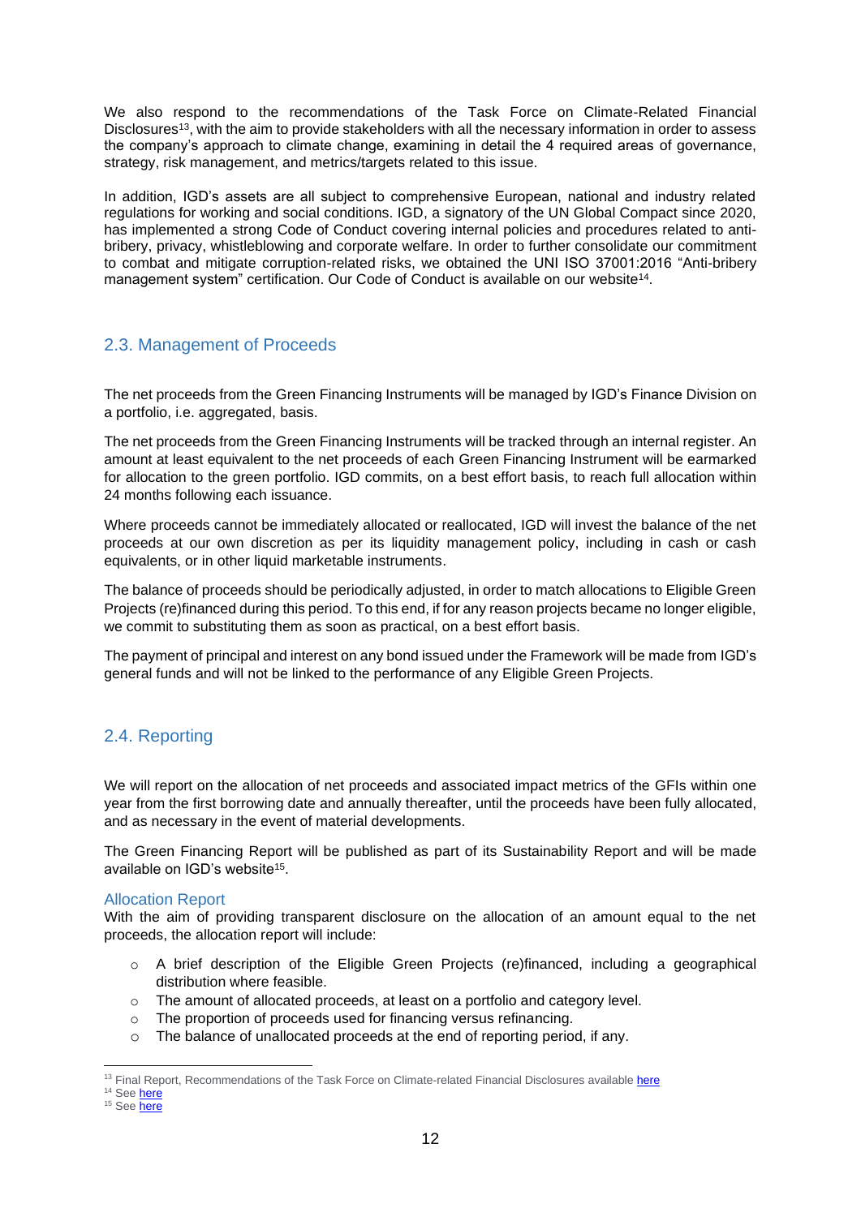We also respond to the recommendations of the Task Force on Climate-Related Financial Disclosures[13], with the aim to provide stakeholders with all the necessary information in order to assess the company's approach to climate change, examining in detail the 4 required areas of governance, strategy, risk management, and metrics/targets related to this issue.

In addition, IGD's assets are all subject to comprehensive European, national and industry related regulations for working and social conditions. IGD, a signatory of the UN Global Compact since 2020, has implemented a strong Code of Conduct covering internal policies and procedures related to anti-bribery, privacy, whistleblowing and corporate welfare. In order to further consolidate our commitment to combat and mitigate corruption-related risks, we obtained the UNI ISO 37001:2016 "Anti-bribery management system" certification. Our Code of Conduct is available on our website[14].

## 2.3. Management of Proceeds

The net proceeds from the Green Financing Instruments will be managed by IGD's Finance Division on a portfolio, i.e. aggregated, basis.

The net proceeds from the Green Financing Instruments will be tracked through an internal register. An amount at least equivalent to the net proceeds of each Green Financing Instrument will be earmarked for allocation to the green portfolio. IGD commits, on a best effort basis, to reach full allocation within 24 months following each issuance.

Where proceeds cannot be immediately allocated or reallocated, IGD will invest the balance of the net proceeds at our own discretion as per its liquidity management policy, including in cash or cash equivalents, or in other liquid marketable instruments.

The balance of proceeds should be periodically adjusted, in order to match allocations to Eligible Green Projects (re)financed during this period. To this end, if for any reason projects became no longer eligible, we commit to substituting them as soon as practical, on a best effort basis.

The payment of principal and interest on any bond issued under the Framework will be made from IGD's general funds and will not be linked to the performance of any Eligible Green Projects.

## 2.4. Reporting

We will report on the allocation of net proceeds and associated impact metrics of the GFIs within one year from the first borrowing date and annually thereafter, until the proceeds have been fully allocated, and as necessary in the event of material developments.

The Green Financing Report will be published as part of its Sustainability Report and will be made available on IGD's website[15].

### Allocation Report

With the aim of providing transparent disclosure on the allocation of an amount equal to the net proceeds, the allocation report will include:

- A brief description of the Eligible Green Projects (re)financed, including a geographical distribution where feasible.
- The amount of allocated proceeds, at least on a portfolio and category level.
- The proportion of proceeds used for financing versus refinancing.
- The balance of unallocated proceeds at the end of reporting period, if any.

---

[13] Final Report, Recommendations of the Task Force on Climate-related Financial Disclosures available here

[14] See here

[15] See here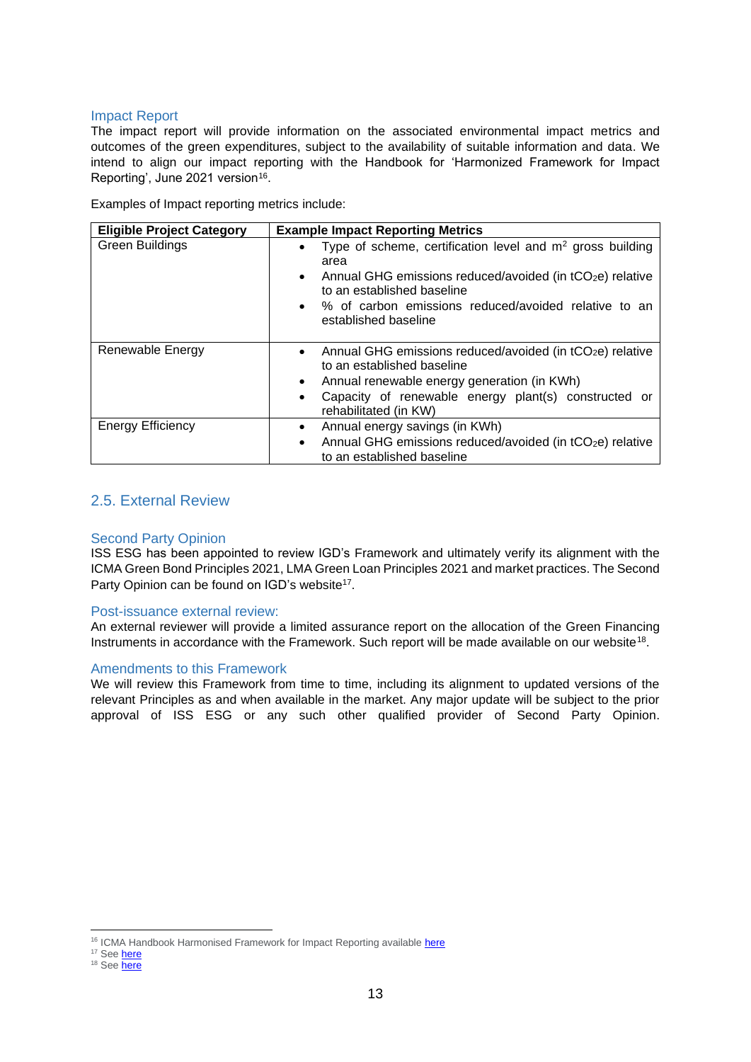### Impact Report

The impact report will provide information on the associated environmental impact metrics and outcomes of the green expenditures, subject to the availability of suitable information and data. We intend to align our impact reporting with the Handbook for 'Harmonized Framework for Impact Reporting', June 2021 version[16].

Examples of Impact reporting metrics include:

| Eligible Project Category | Example Impact Reporting Metrics |
|---|---|
| Green Buildings | • Type of scheme, certification level and $m^2$ gross building area<br>• Annual GHG emissions reduced/avoided (in $tCO_2e$) relative to an established baseline<br>• % of carbon emissions reduced/avoided relative to an established baseline |
| Renewable Energy | • Annual GHG emissions reduced/avoided (in $tCO_2e$) relative to an established baseline<br>• Annual renewable energy generation (in KWh)<br>• Capacity of renewable energy plant(s) constructed or rehabilitated (in KW) |
| Energy Efficiency | • Annual energy savings (in KWh)<br>• Annual GHG emissions reduced/avoided (in $tCO_2e$) relative to an established baseline |

## 2.5. External Review

### Second Party Opinion

ISS ESG has been appointed to review IGD's Framework and ultimately verify its alignment with the ICMA Green Bond Principles 2021, LMA Green Loan Principles 2021 and market practices. The Second Party Opinion can be found on IGD's website[17].

### Post-issuance external review:

An external reviewer will provide a limited assurance report on the allocation of the Green Financing Instruments in accordance with the Framework. Such report will be made available on our website[18].

### Amendments to this Framework

We will review this Framework from time to time, including its alignment to updated versions of the relevant Principles as and when available in the market. Any major update will be subject to the prior approval of ISS ESG or any such other qualified provider of Second Party Opinion.

---

[16] ICMA Handbook Harmonised Framework for Impact Reporting available here

[17] See here

[18] See here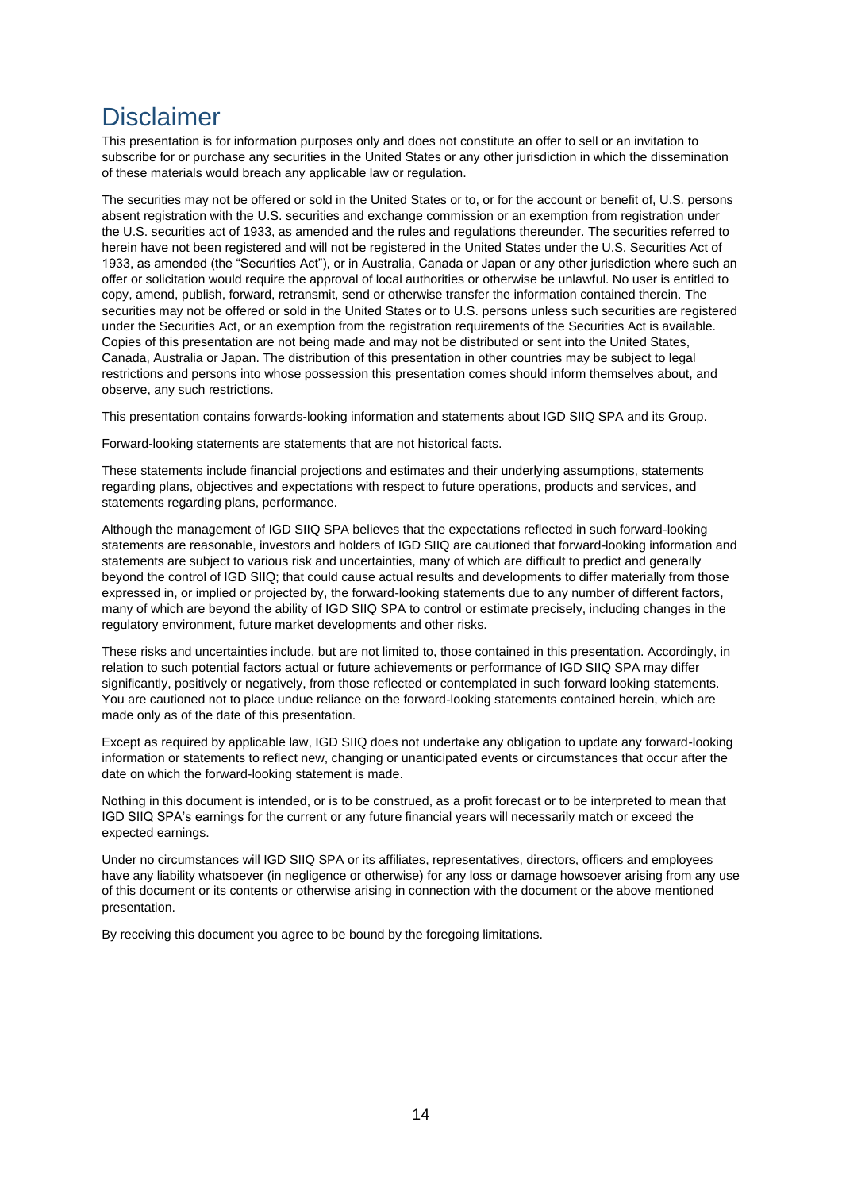# Disclaimer

This presentation is for information purposes only and does not constitute an offer to sell or an invitation to subscribe for or purchase any securities in the United States or any other jurisdiction in which the dissemination of these materials would breach any applicable law or regulation.

The securities may not be offered or sold in the United States or to, or for the account or benefit of, U.S. persons absent registration with the U.S. securities and exchange commission or an exemption from registration under the U.S. securities act of 1933, as amended and the rules and regulations thereunder. The securities referred to herein have not been registered and will not be registered in the United States under the U.S. Securities Act of 1933, as amended (the "Securities Act"), or in Australia, Canada or Japan or any other jurisdiction where such an offer or solicitation would require the approval of local authorities or otherwise be unlawful. No user is entitled to copy, amend, publish, forward, retransmit, send or otherwise transfer the information contained therein. The securities may not be offered or sold in the United States or to U.S. persons unless such securities are registered under the Securities Act, or an exemption from the registration requirements of the Securities Act is available. Copies of this presentation are not being made and may not be distributed or sent into the United States, Canada, Australia or Japan. The distribution of this presentation in other countries may be subject to legal restrictions and persons into whose possession this presentation comes should inform themselves about, and observe, any such restrictions.

This presentation contains forwards-looking information and statements about IGD SIIQ SPA and its Group.

Forward-looking statements are statements that are not historical facts.

These statements include financial projections and estimates and their underlying assumptions, statements regarding plans, objectives and expectations with respect to future operations, products and services, and statements regarding plans, performance.

Although the management of IGD SIIQ SPA believes that the expectations reflected in such forward-looking statements are reasonable, investors and holders of IGD SIIQ are cautioned that forward-looking information and statements are subject to various risk and uncertainties, many of which are difficult to predict and generally beyond the control of IGD SIIQ; that could cause actual results and developments to differ materially from those expressed in, or implied or projected by, the forward-looking statements due to any number of different factors, many of which are beyond the ability of IGD SIIQ SPA to control or estimate precisely, including changes in the regulatory environment, future market developments and other risks.

These risks and uncertainties include, but are not limited to, those contained in this presentation. Accordingly, in relation to such potential factors actual or future achievements or performance of IGD SIIQ SPA may differ significantly, positively or negatively, from those reflected or contemplated in such forward looking statements. You are cautioned not to place undue reliance on the forward-looking statements contained herein, which are made only as of the date of this presentation.

Except as required by applicable law, IGD SIIQ does not undertake any obligation to update any forward-looking information or statements to reflect new, changing or unanticipated events or circumstances that occur after the date on which the forward-looking statement is made.

Nothing in this document is intended, or is to be construed, as a profit forecast or to be interpreted to mean that IGD SIIQ SPA's earnings for the current or any future financial years will necessarily match or exceed the expected earnings.

Under no circumstances will IGD SIIQ SPA or its affiliates, representatives, directors, officers and employees have any liability whatsoever (in negligence or otherwise) for any loss or damage howsoever arising from any use of this document or its contents or otherwise arising in connection with the document or the above mentioned presentation.

By receiving this document you agree to be bound by the foregoing limitations.